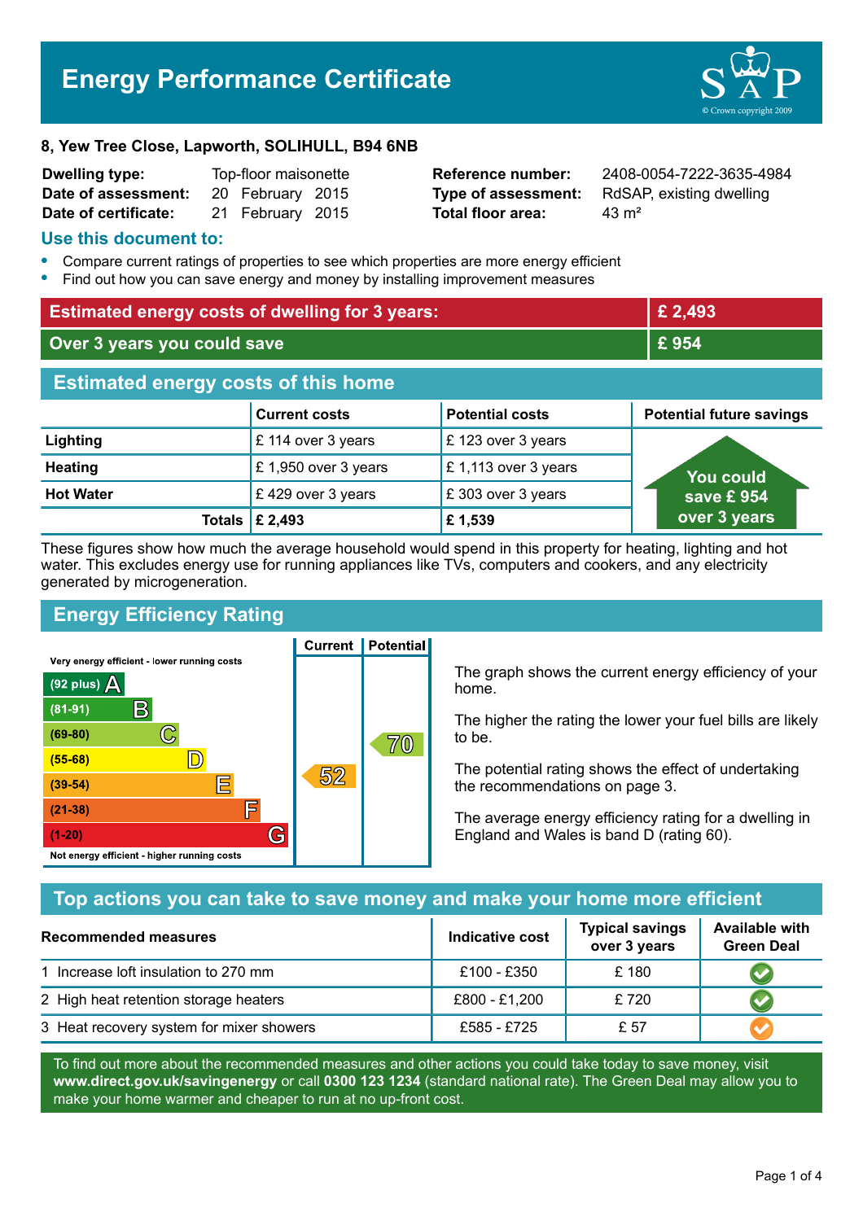# Energy Performance Certificate

**8, Yew Tree Close, Lapworth, SOLIHULL, B94 6NB**

| | | | |
|---|---|---|---|
| **Dwelling type:** | Top-floor maisonette | **Reference number:** | 2408-0054-7222-3635-4984 |
| **Date of assessment:** | 20 February 2015 | **Type of assessment:** | RdSAP, existing dwelling |
| **Date of certificate:** | 21 February 2015 | **Total floor area:** | 43 m² |

## Use this document to:

- Compare current ratings of properties to see which properties are more energy efficient
- Find out how you can save energy and money by installing improvement measures

| | |
|---|---|
| **Estimated energy costs of dwelling for 3 years:** | **£ 2,493** |
| **Over 3 years you could save** | **£ 954** |

## Estimated energy costs of this home

| | Current costs | Potential costs | Potential future savings |
|---|---|---|---|
| **Lighting** | £ 114 over 3 years | £ 123 over 3 years | You could save £ 954 over 3 years |
| **Heating** | £ 1,950 over 3 years | £ 1,113 over 3 years | |
| **Hot Water** | £ 429 over 3 years | £ 303 over 3 years | |
| **Totals** | **£ 2,493** | **£ 1,539** | |

These figures show how much the average household would spend in this property for heating, lighting and hot water. This excludes energy use for running appliances like TVs, computers and cookers, and any electricity generated by microgeneration.

## Energy Efficiency Rating

| Rating band | Current | Potential |
|---|---|---|
| Very energy efficient - lower running costs | | |
| (92 plus) A | | |
| (81-91) B | | |
| (69-80) C | | 70 |
| (55-68) D | | |
| (39-54) E | 52 | |
| (21-38) F | | |
| (1-20) G | | |
| Not energy efficient - higher running costs | | |

The graph shows the current energy efficiency of your home.

The higher the rating the lower your fuel bills are likely to be.

The potential rating shows the effect of undertaking the recommendations on page 3.

The average energy efficiency rating for a dwelling in England and Wales is band D (rating 60).

## Top actions you can take to save money and make your home more efficient

| Recommended measures | Indicative cost | Typical savings over 3 years | Available with Green Deal |
|---|---|---|---|
| 1 Increase loft insulation to 270 mm | £100 - £350 | £ 180 | ✔ |
| 2 High heat retention storage heaters | £800 - £1,200 | £ 720 | ✔ |
| 3 Heat recovery system for mixer showers | £585 - £725 | £ 57 | ✔ |

To find out more about the recommended measures and other actions you could take today to save money, visit **www.direct.gov.uk/savingenergy** or call **0300 123 1234** (standard national rate). The Green Deal may allow you to make your home warmer and cheaper to run at no up-front cost.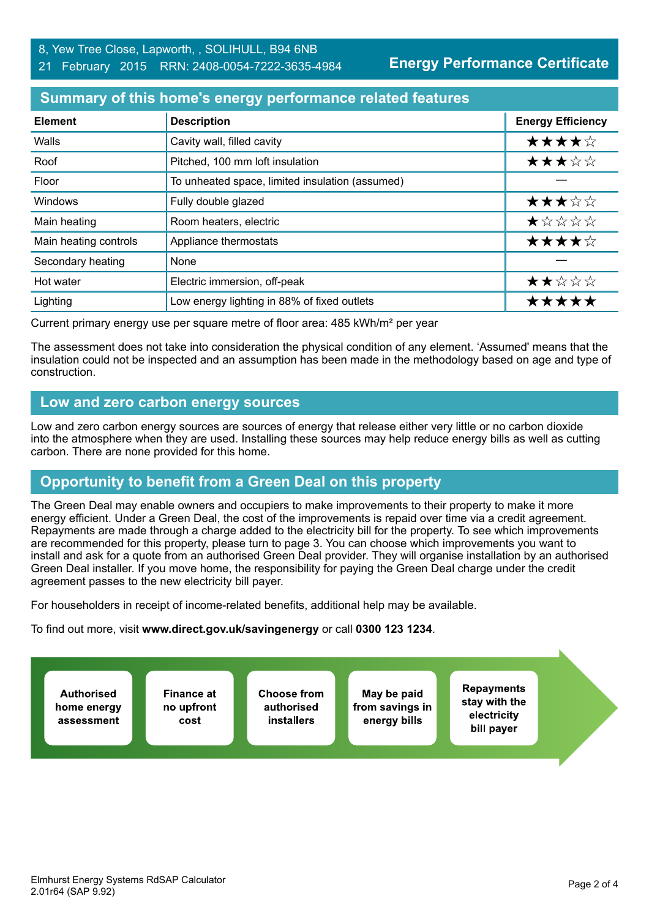8, Yew Tree Close, Lapworth, , SOLIHULL, B94 6NB
21 February 2015 RRN: 2408-0054-7222-3635-4984

**Energy Performance Certificate**

## Summary of this home's energy performance related features

| Element | Description | Energy Efficiency |
|---|---|---|
| Walls | Cavity wall, filled cavity | ★★★★☆ |
| Roof | Pitched, 100 mm loft insulation | ★★★☆☆ |
| Floor | To unheated space, limited insulation (assumed) | — |
| Windows | Fully double glazed | ★★★☆☆ |
| Main heating | Room heaters, electric | ★☆☆☆☆ |
| Main heating controls | Appliance thermostats | ★★★★☆ |
| Secondary heating | None | — |
| Hot water | Electric immersion, off-peak | ★★☆☆☆ |
| Lighting | Low energy lighting in 88% of fixed outlets | ★★★★★ |

Current primary energy use per square metre of floor area: 485 kWh/m² per year

The assessment does not take into consideration the physical condition of any element. 'Assumed' means that the insulation could not be inspected and an assumption has been made in the methodology based on age and type of construction.

## Low and zero carbon energy sources

Low and zero carbon energy sources are sources of energy that release either very little or no carbon dioxide into the atmosphere when they are used. Installing these sources may help reduce energy bills as well as cutting carbon. There are none provided for this home.

## Opportunity to benefit from a Green Deal on this property

The Green Deal may enable owners and occupiers to make improvements to their property to make it more energy efficient. Under a Green Deal, the cost of the improvements is repaid over time via a credit agreement. Repayments are made through a charge added to the electricity bill for the property. To see which improvements are recommended for this property, please turn to page 3. You can choose which improvements you want to install and ask for a quote from an authorised Green Deal provider. They will organise installation by an authorised Green Deal installer. If you move home, the responsibility for paying the Green Deal charge under the credit agreement passes to the new electricity bill payer.

For householders in receipt of income-related benefits, additional help may be available.

To find out more, visit **www.direct.gov.uk/savingenergy** or call **0300 123 1234**.

- **Authorised home energy assessment**
- **Finance at no upfront cost**
- **Choose from authorised installers**
- **May be paid from savings in energy bills**
- **Repayments stay with the electricity bill payer**

Elmhurst Energy Systems RdSAP Calculator 2.01r64 (SAP 9.92)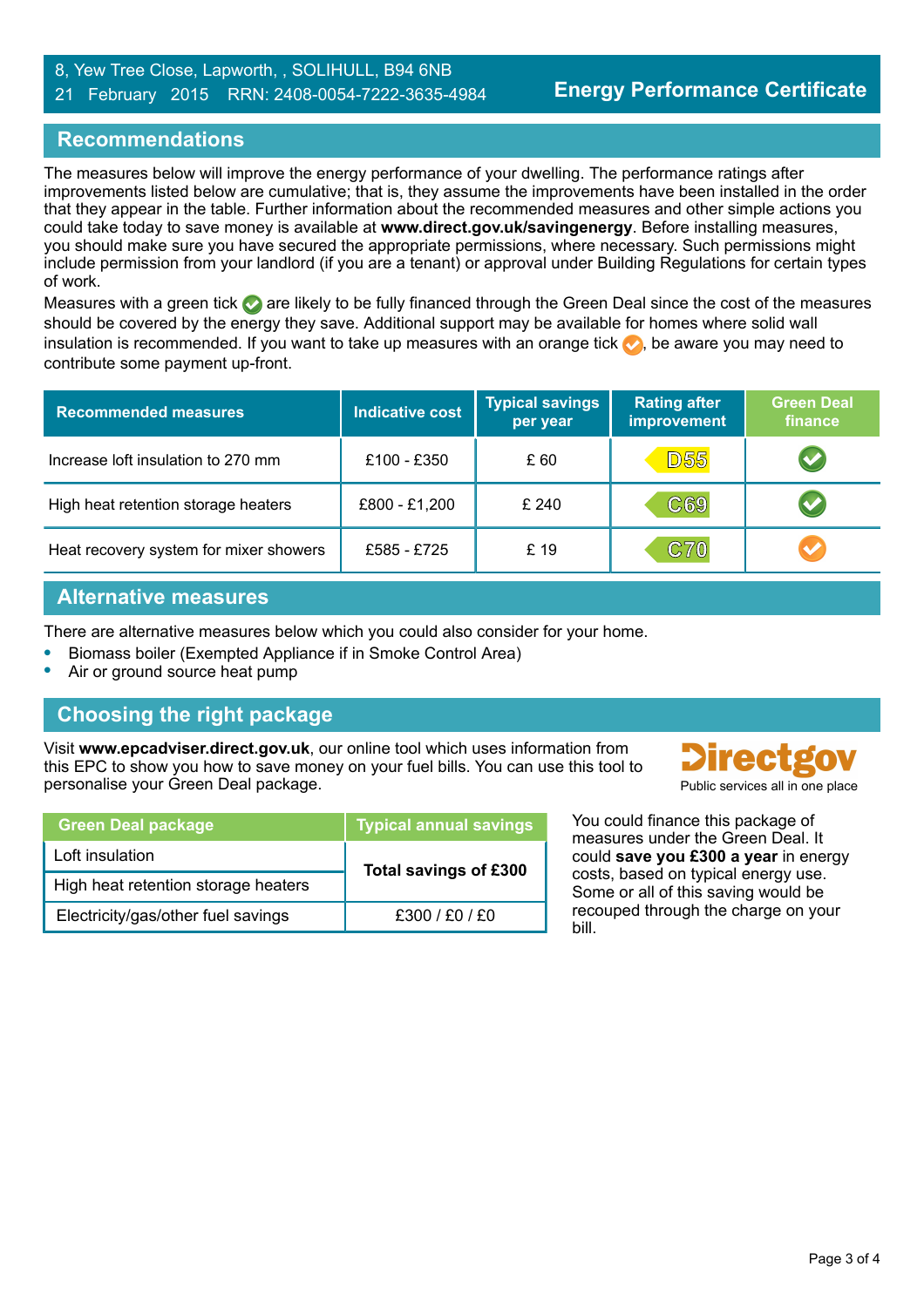8, Yew Tree Close, Lapworth, , SOLIHULL, B94 6NB
21 February 2015 RRN: 2408-0054-7222-3635-4984

**Energy Performance Certificate**

## Recommendations

The measures below will improve the energy performance of your dwelling. The performance ratings after improvements listed below are cumulative; that is, they assume the improvements have been installed in the order that they appear in the table. Further information about the recommended measures and other simple actions you could take today to save money is available at **www.direct.gov.uk/savingenergy**. Before installing measures, you should make sure you have secured the appropriate permissions, where necessary. Such permissions might include permission from your landlord (if you are a tenant) or approval under Building Regulations for certain types of work.

Measures with a green tick ✔ are likely to be fully financed through the Green Deal since the cost of the measures should be covered by the energy they save. Additional support may be available for homes where solid wall insulation is recommended. If you want to take up measures with an orange tick ✔, be aware you may need to contribute some payment up-front.

| Recommended measures | Indicative cost | Typical savings per year | Rating after improvement | Green Deal finance |
|---|---|---|---|---|
| Increase loft insulation to 270 mm | £100 - £350 | £ 60 | D55 | ✔ (green) |
| High heat retention storage heaters | £800 - £1,200 | £ 240 | C69 | ✔ (green) |
| Heat recovery system for mixer showers | £585 - £725 | £ 19 | C70 | ✔ (orange) |

## Alternative measures

There are alternative measures below which you could also consider for your home.

- Biomass boiler (Exempted Appliance if in Smoke Control Area)
- Air or ground source heat pump

## Choosing the right package

Visit **www.epcadviser.direct.gov.uk**, our online tool which uses information from this EPC to show you how to save money on your fuel bills. You can use this tool to personalise your Green Deal package.

Directgov
Public services all in one place

| Green Deal package | Typical annual savings |
|---|---|
| Loft insulation | **Total savings of £300** |
| High heat retention storage heaters | |
| Electricity/gas/other fuel savings | £300 / £0 / £0 |

You could finance this package of measures under the Green Deal. It could **save you £300 a year** in energy costs, based on typical energy use. Some or all of this saving would be recouped through the charge on your bill.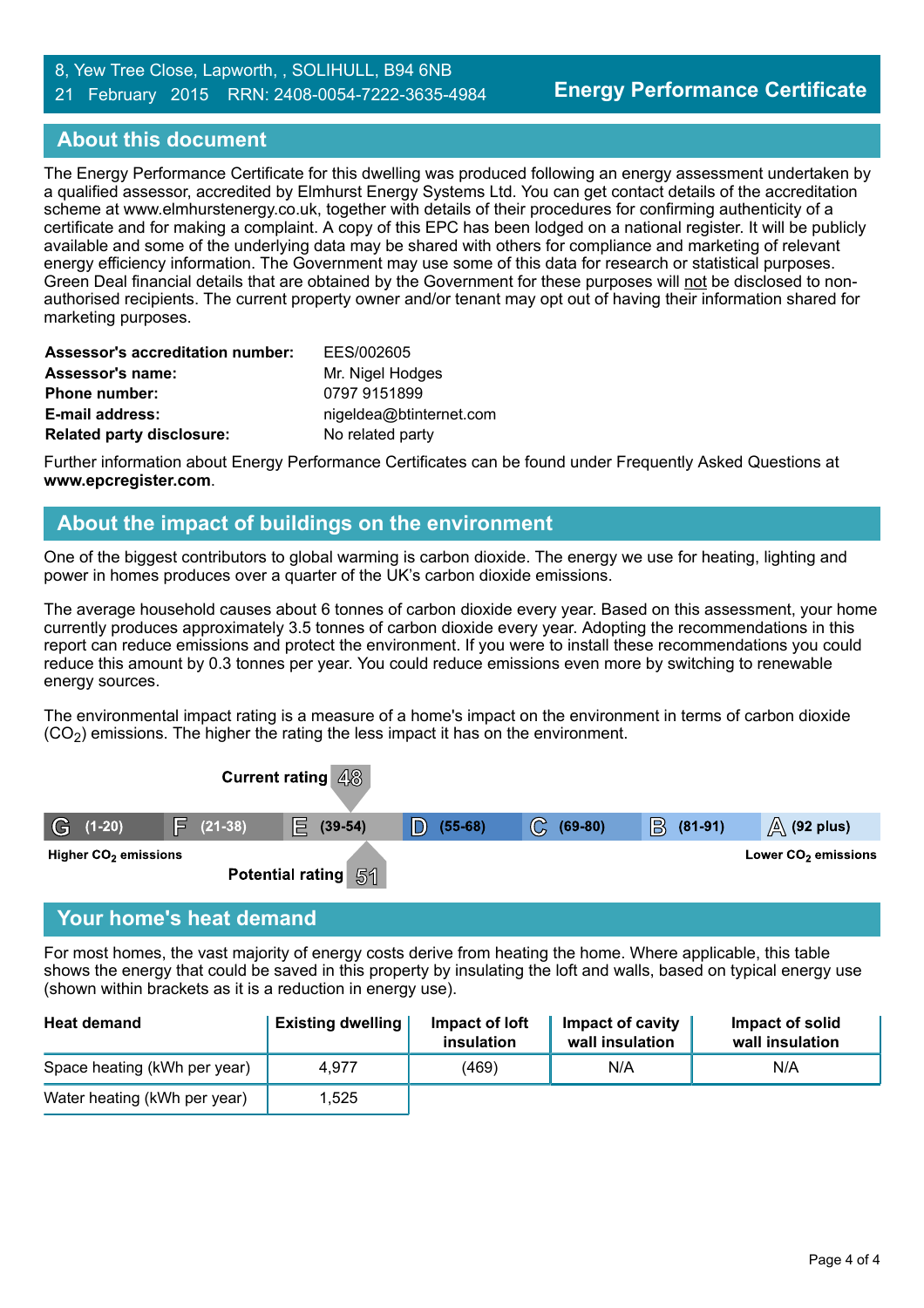8, Yew Tree Close, Lapworth, , SOLIHULL, B94 6NB
21 February 2015 RRN: 2408-0054-7222-3635-4984

**Energy Performance Certificate**

## About this document

The Energy Performance Certificate for this dwelling was produced following an energy assessment undertaken by a qualified assessor, accredited by Elmhurst Energy Systems Ltd. You can get contact details of the accreditation scheme at www.elmhurstenergy.co.uk, together with details of their procedures for confirming authenticity of a certificate and for making a complaint. A copy of this EPC has been lodged on a national register. It will be publicly available and some of the underlying data may be shared with others for compliance and marketing of relevant energy efficiency information. The Government may use some of this data for research or statistical purposes. Green Deal financial details that are obtained by the Government for these purposes will not be disclosed to non-authorised recipients. The current property owner and/or tenant may opt out of having their information shared for marketing purposes.

| | |
|---|---|
| **Assessor's accreditation number:** | EES/002605 |
| **Assessor's name:** | Mr. Nigel Hodges |
| **Phone number:** | 0797 9151899 |
| **E-mail address:** | nigeldea@btinternet.com |
| **Related party disclosure:** | No related party |

Further information about Energy Performance Certificates can be found under Frequently Asked Questions at **www.epcregister.com**.

## About the impact of buildings on the environment

One of the biggest contributors to global warming is carbon dioxide. The energy we use for heating, lighting and power in homes produces over a quarter of the UK's carbon dioxide emissions.

The average household causes about 6 tonnes of carbon dioxide every year. Based on this assessment, your home currently produces approximately 3.5 tonnes of carbon dioxide every year. Adopting the recommendations in this report can reduce emissions and protect the environment. If you were to install these recommendations you could reduce this amount by 0.3 tonnes per year. You could reduce emissions even more by switching to renewable energy sources.

The environmental impact rating is a measure of a home's impact on the environment in terms of carbon dioxide ($CO_2$) emissions. The higher the rating the less impact it has on the environment.

Current rating 48

G (1-20) F (21-38) E (39-54) D (55-68) C (69-80) B (81-91) A (92 plus)

Higher $CO_2$ emissions

Lower $CO_2$ emissions

Potential rating 51

## Your home's heat demand

For most homes, the vast majority of energy costs derive from heating the home. Where applicable, this table shows the energy that could be saved in this property by insulating the loft and walls, based on typical energy use (shown within brackets as it is a reduction in energy use).

| Heat demand | Existing dwelling | Impact of loft insulation | Impact of cavity wall insulation | Impact of solid wall insulation |
|---|---|---|---|---|
| Space heating (kWh per year) | 4,977 | (469) | N/A | N/A |
| Water heating (kWh per year) | 1,525 | | | |